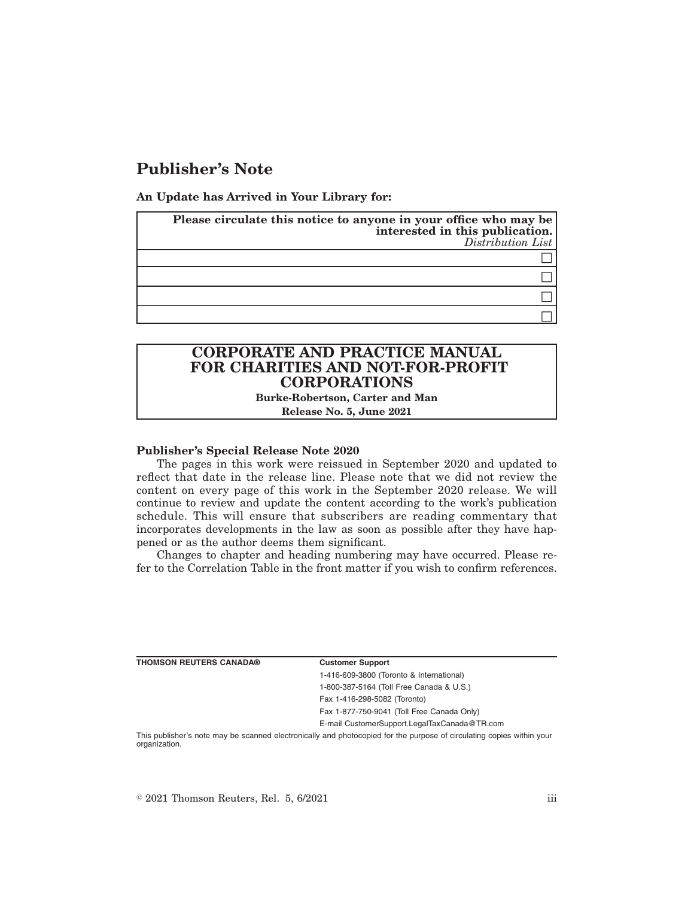# Publisher's Note

**An Update has Arrived in Your Library for:**

| **Please circulate this notice to anyone in your office who may be interested in this publication.** *Distribution List* |
|---|
| ☐ |
| ☐ |
| ☐ |
| ☐ |

## CORPORATE AND PRACTICE MANUAL FOR CHARITIES AND NOT-FOR-PROFIT CORPORATIONS

**Burke-Robertson, Carter and Man**

**Release No. 5, June 2021**

**Publisher's Special Release Note 2020**

The pages in this work were reissued in September 2020 and updated to reflect that date in the release line. Please note that we did not review the content on every page of this work in the September 2020 release. We will continue to review and update the content according to the work's publication schedule. This will ensure that subscribers are reading commentary that incorporates developments in the law as soon as possible after they have happened or as the author deems them significant.

Changes to chapter and heading numbering may have occurred. Please refer to the Correlation Table in the front matter if you wish to confirm references.

**THOMSON REUTERS CANADA®**

**Customer Support**

1-416-609-3800 (Toronto & International)
1-800-387-5164 (Toll Free Canada & U.S.)
Fax 1-416-298-5082 (Toronto)
Fax 1-877-750-9041 (Toll Free Canada Only)
E-mail CustomerSupport.LegalTaxCanada@TR.com

This publisher's note may be scanned electronically and photocopied for the purpose of circulating copies within your organization.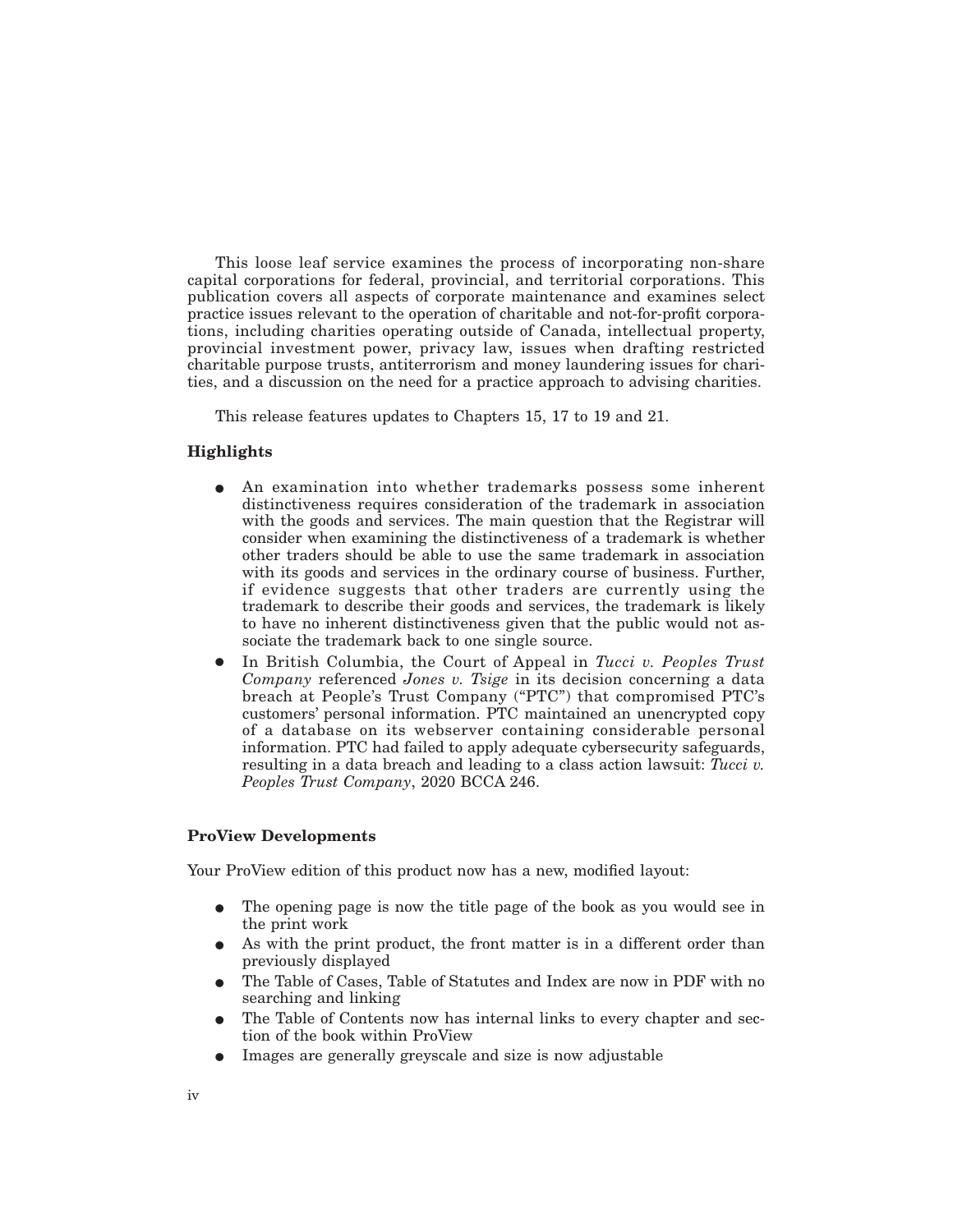This loose leaf service examines the process of incorporating non-share capital corporations for federal, provincial, and territorial corporations. This publication covers all aspects of corporate maintenance and examines select practice issues relevant to the operation of charitable and not-for-profit corporations, including charities operating outside of Canada, intellectual property, provincial investment power, privacy law, issues when drafting restricted charitable purpose trusts, antiterrorism and money laundering issues for charities, and a discussion on the need for a practice approach to advising charities.

This release features updates to Chapters 15, 17 to 19 and 21.

**Highlights**

- An examination into whether trademarks possess some inherent distinctiveness requires consideration of the trademark in association with the goods and services. The main question that the Registrar will consider when examining the distinctiveness of a trademark is whether other traders should be able to use the same trademark in association with its goods and services in the ordinary course of business. Further, if evidence suggests that other traders are currently using the trademark to describe their goods and services, the trademark is likely to have no inherent distinctiveness given that the public would not associate the trademark back to one single source.
- In British Columbia, the Court of Appeal in *Tucci v. Peoples Trust Company* referenced *Jones v. Tsige* in its decision concerning a data breach at People's Trust Company ("PTC") that compromised PTC's customers' personal information. PTC maintained an unencrypted copy of a database on its webserver containing considerable personal information. PTC had failed to apply adequate cybersecurity safeguards, resulting in a data breach and leading to a class action lawsuit: *Tucci v. Peoples Trust Company*, 2020 BCCA 246.

**ProView Developments**

Your ProView edition of this product now has a new, modified layout:

- The opening page is now the title page of the book as you would see in the print work
- As with the print product, the front matter is in a different order than previously displayed
- The Table of Cases, Table of Statutes and Index are now in PDF with no searching and linking
- The Table of Contents now has internal links to every chapter and section of the book within ProView
- Images are generally greyscale and size is now adjustable